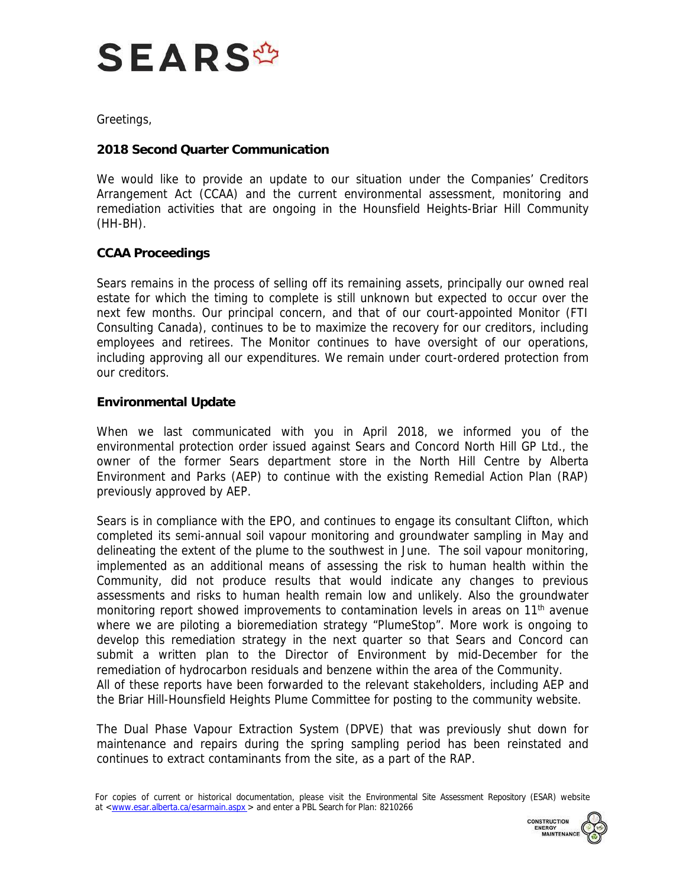# SEARS

Greetings,

## 2018 Second Quarter Communication

We would like to provide an update to our situation under the Companies' Creditors Arrangement Act (CCAA) and the current environmental assessment, monitoring and remediation activities that are ongoing in the Hounsfield Heights-Briar Hill Community (HH-BH).

## CCAA Proceedings

Sears remains in the process of selling off its remaining assets, principally our owned real estate for which the timing to complete is still unknown but expected to occur over the next few months. Our principal concern, and that of our court-appointed Monitor (FTI Consulting Canada), continues to be to maximize the recovery for our creditors, including employees and retirees. The Monitor continues to have oversight of our operations, including approving all our expenditures. We remain under court-ordered protection from our creditors.

## Environmental Update

When we last communicated with you in April 2018, we informed you of the environmental protection order issued against Sears and Concord North Hill GP Ltd., the owner of the former Sears department store in the North Hill Centre by Alberta Environment and Parks (AEP) to continue with the existing Remedial Action Plan (RAP) previously approved by AEP.

Sears is in compliance with the EPO, and continues to engage its consultant Clifton, which completed its semi-annual soil vapour monitoring and groundwater sampling in May and delineating the extent of the plume to the southwest in June. The soil vapour monitoring, implemented as an additional means of assessing the risk to human health within the Community, did not produce results that would indicate any changes to previous assessments and risks to human health remain low and unlikely. Also the groundwater monitoring report showed improvements to contamination levels in areas on 11th avenue where we are piloting a bioremediation strategy "PlumeStop". More work is ongoing to develop this remediation strategy in the next quarter so that Sears and Concord can submit a written plan to the Director of Environment by mid-December for the remediation of hydrocarbon residuals and benzene within the area of the Community.
All of these reports have been forwarded to the relevant stakeholders, including AEP and the Briar Hill-Hounsfield Heights Plume Committee for posting to the community website.

The Dual Phase Vapour Extraction System (DPVE) that was previously shut down for maintenance and repairs during the spring sampling period has been reinstated and continues to extract contaminants from the site, as a part of the RAP.

For copies of current or historical documentation, please visit the Environmental Site Assessment Repository (ESAR) website at <www.esar.alberta.ca/esarmain.aspx > and enter a PBL Search for Plan: 8210266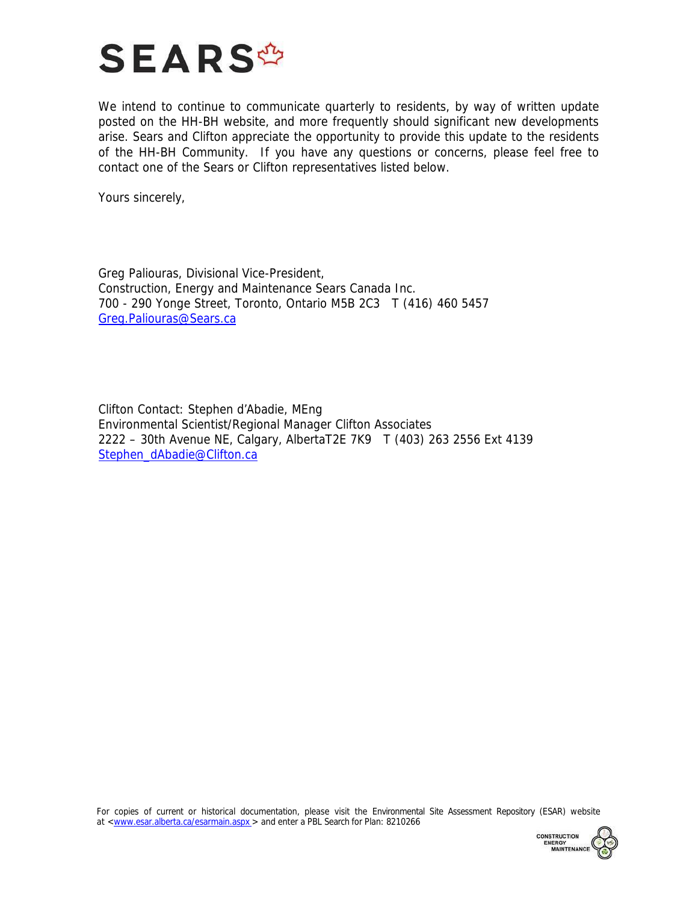SEARS

We intend to continue to communicate quarterly to residents, by way of written update posted on the HH-BH website, and more frequently should significant new developments arise. Sears and Clifton appreciate the opportunity to provide this update to the residents of the HH-BH Community. If you have any questions or concerns, please feel free to contact one of the Sears or Clifton representatives listed below.

Yours sincerely,

Greg Paliouras, Divisional Vice-President,
Construction, Energy and Maintenance Sears Canada Inc.
700 - 290 Yonge Street, Toronto, Ontario M5B 2C3 T (416) 460 5457
Greg.Paliouras@Sears.ca

Clifton Contact: Stephen d'Abadie, MEng
Environmental Scientist/Regional Manager Clifton Associates
2222 – 30th Avenue NE, Calgary, AlbertaT2E 7K9 T (403) 263 2556 Ext 4139
Stephen_dAbadie@Clifton.ca

For copies of current or historical documentation, please visit the Environmental Site Assessment Repository (ESAR) website at <www.esar.alberta.ca/esarmain.aspx > and enter a PBL Search for Plan: 8210266

CONSTRUCTION ENERGY MAINTENANCE